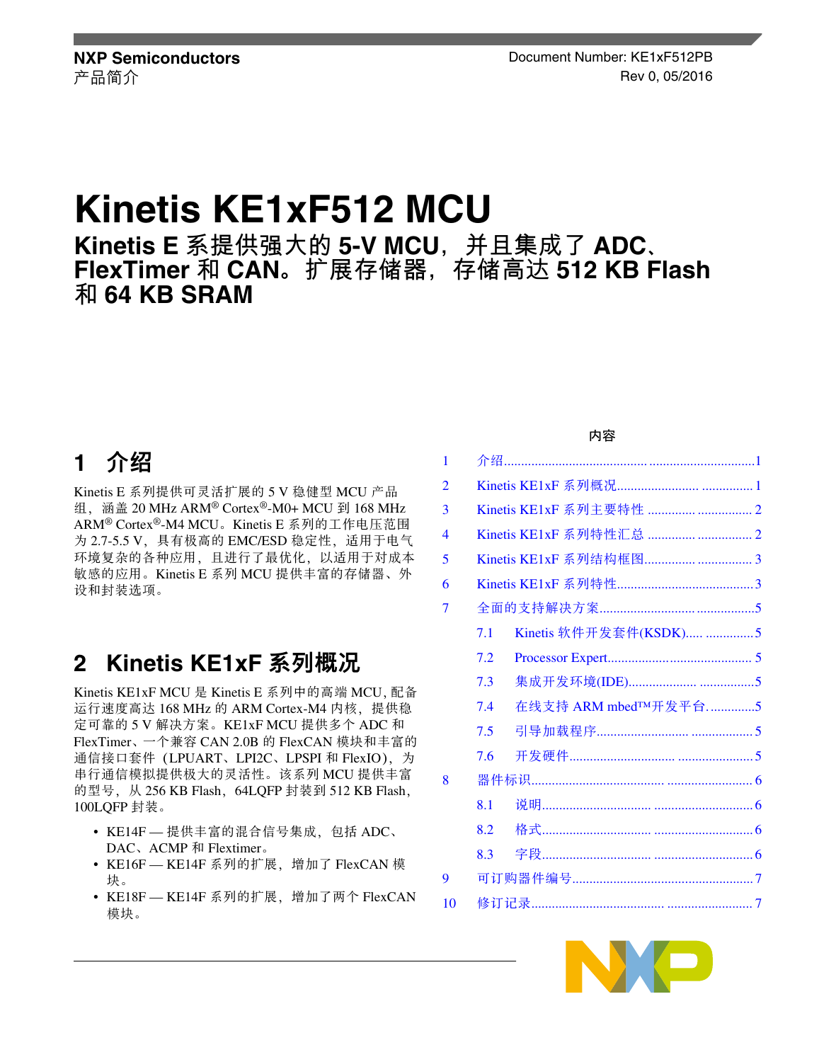NXP Semiconductors
产品简介

Document Number: KE1xF512PB
Rev 0, 05/2016

# Kinetis KE1xF512 MCU

## Kinetis E 系提供强大的 5-V MCU，并且集成了 ADC、FlexTimer 和 CAN。扩展存储器，存储高达 512 KB Flash 和 64 KB SRAM

**内容**

| | | |
|---|---|---|
| 1 | 介绍 | 1 |
| 2 | Kinetis KE1xF 系列概况 | 1 |
| 3 | Kinetis KE1xF 系列主要特性 | 2 |
| 4 | Kinetis KE1xF 系列特性汇总 | 2 |
| 5 | Kinetis KE1xF 系列结构框图 | 3 |
| 6 | Kinetis KE1xF 系列特性 | 3 |
| 7 | 全面的支持解决方案 | 5 |
| | 7.1 Kinetis 软件开发套件(KSDK) | 5 |
| | 7.2 Processor Expert | 5 |
| | 7.3 集成开发环境(IDE) | 5 |
| | 7.4 在线支持 ARM mbed™开发平台 | 5 |
| | 7.5 引导加载程序 | 5 |
| | 7.6 开发硬件 | 5 |
| 8 | 器件标识 | 6 |
| | 8.1 说明 | 6 |
| | 8.2 格式 | 6 |
| | 8.3 字段 | 6 |
| 9 | 可订购器件编号 | 7 |
| 10 | 修订记录 | 7 |

## 1 介绍

Kinetis E 系列提供可灵活扩展的 5 V 稳健型 MCU 产品组，涵盖 20 MHz ARM® Cortex®-M0+ MCU 到 168 MHz ARM® Cortex®-M4 MCU。Kinetis E 系列的工作电压范围为 2.7-5.5 V，具有极高的 EMC/ESD 稳定性，适用于电气环境复杂的各种应用，且进行了最优化，以适用于对成本敏感的应用。Kinetis E 系列 MCU 提供丰富的存储器、外设和封装选项。

## 2 Kinetis KE1xF 系列概况

Kinetis KE1xF MCU 是 Kinetis E 系列中的高端 MCU，配备运行速度高达 168 MHz 的 ARM Cortex-M4 内核，提供稳定可靠的 5 V 解决方案。KE1xF MCU 提供多个 ADC 和 FlexTimer、一个兼容 CAN 2.0B 的 FlexCAN 模块和丰富的通信接口套件（LPUART、LPI2C、LPSPI 和 FlexIO），为串行通信模拟提供极大的灵活性。该系列 MCU 提供丰富的型号，从 256 KB Flash，64LQFP 封装到 512 KB Flash，100LQFP 封装。

- KE14F — 提供丰富的混合信号集成，包括 ADC、DAC、ACMP 和 Flextimer。
- KE16F — KE14F 系列的扩展，增加了 FlexCAN 模块。
- KE18F — KE14F 系列的扩展，增加了两个 FlexCAN 模块。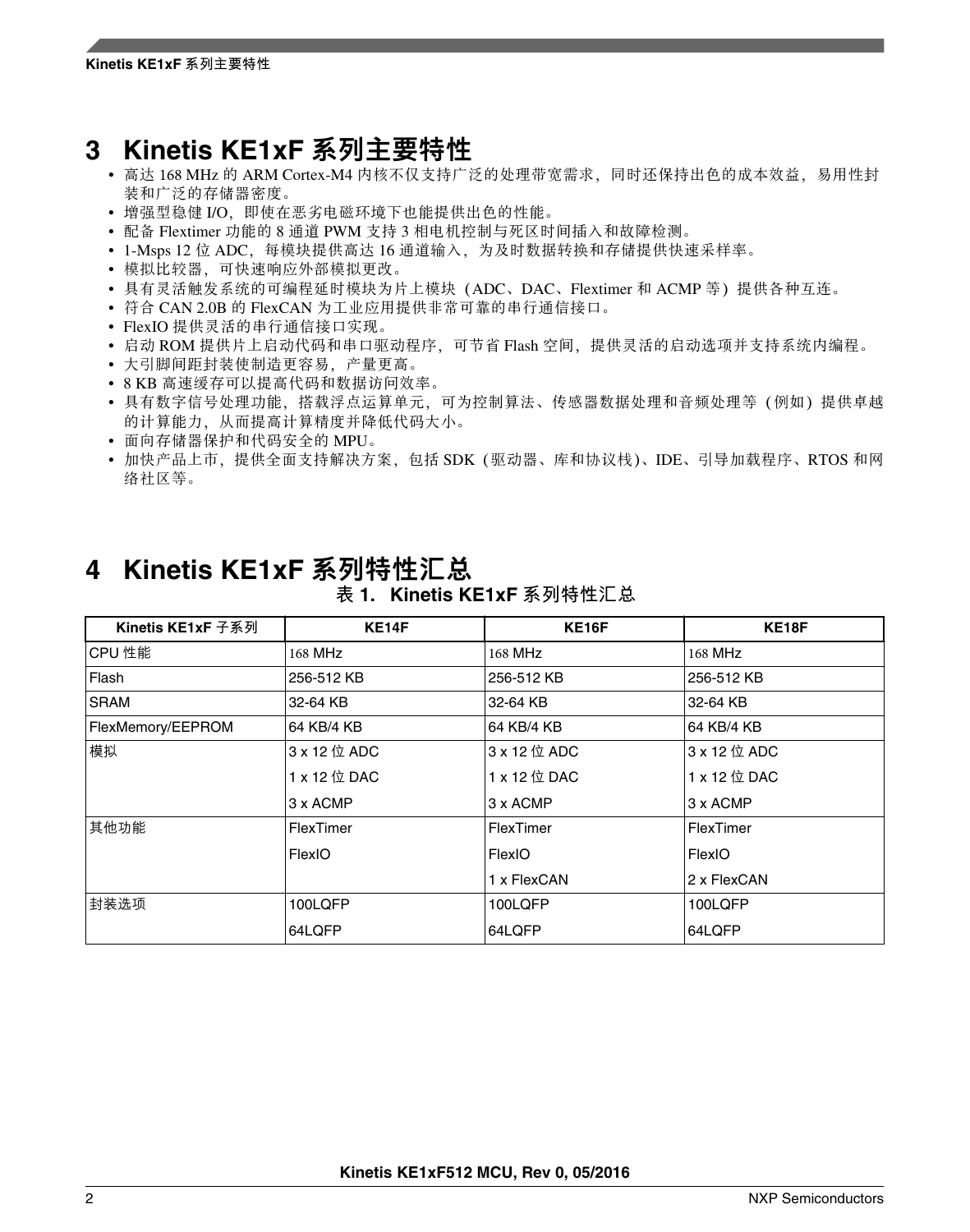# 3 Kinetis KE1xF 系列主要特性

- 高达 168 MHz 的 ARM Cortex-M4 内核不仅支持广泛的处理带宽需求，同时还保持出色的成本效益，易用性封装和广泛的存储器密度。
- 增强型稳健 I/O，即使在恶劣电磁环境下也能提供出色的性能。
- 配备 Flextimer 功能的 8 通道 PWM 支持 3 相电机控制与死区时间插入和故障检测。
- 1-Msps 12 位 ADC，每模块提供高达 16 通道输入，为及时数据转换和存储提供快速采样率。
- 模拟比较器，可快速响应外部模拟更改。
- 具有灵活触发系统的可编程延时模块为片上模块（ADC、DAC、Flextimer 和 ACMP 等）提供各种互连。
- 符合 CAN 2.0B 的 FlexCAN 为工业应用提供非常可靠的串行通信接口。
- FlexIO 提供灵活的串行通信接口实现。
- 启动 ROM 提供片上启动代码和串口驱动程序，可节省 Flash 空间，提供灵活的启动选项并支持系统内编程。
- 大引脚间距封装使制造更容易，产量更高。
- 8 KB 高速缓存可以提高代码和数据访问效率。
- 具有数字信号处理功能，搭载浮点运算单元，可为控制算法、传感器数据处理和音频处理等（例如）提供卓越的计算能力，从而提高计算精度并降低代码大小。
- 面向存储器保护和代码安全的 MPU。
- 加快产品上市，提供全面支持解决方案，包括 SDK（驱动器、库和协议栈）、IDE、引导加载程序、RTOS 和网络社区等。

# 4 Kinetis KE1xF 系列特性汇总

**表 1. Kinetis KE1xF 系列特性汇总**

| Kinetis KE1xF 子系列 | KE14F | KE16F | KE18F |
|---|---|---|---|
| CPU 性能 | 168 MHz | 168 MHz | 168 MHz |
| Flash | 256-512 KB | 256-512 KB | 256-512 KB |
| SRAM | 32-64 KB | 32-64 KB | 32-64 KB |
| FlexMemory/EEPROM | 64 KB/4 KB | 64 KB/4 KB | 64 KB/4 KB |
| 模拟 | 3 x 12 位 ADC<br>1 x 12 位 DAC<br>3 x ACMP | 3 x 12 位 ADC<br>1 x 12 位 DAC<br>3 x ACMP | 3 x 12 位 ADC<br>1 x 12 位 DAC<br>3 x ACMP |
| 其他功能 | FlexTimer<br>FlexIO | FlexTimer<br>FlexIO<br>1 x FlexCAN | FlexTimer<br>FlexIO<br>2 x FlexCAN |
| 封装选项 | 100LQFP<br>64LQFP | 100LQFP<br>64LQFP | 100LQFP<br>64LQFP |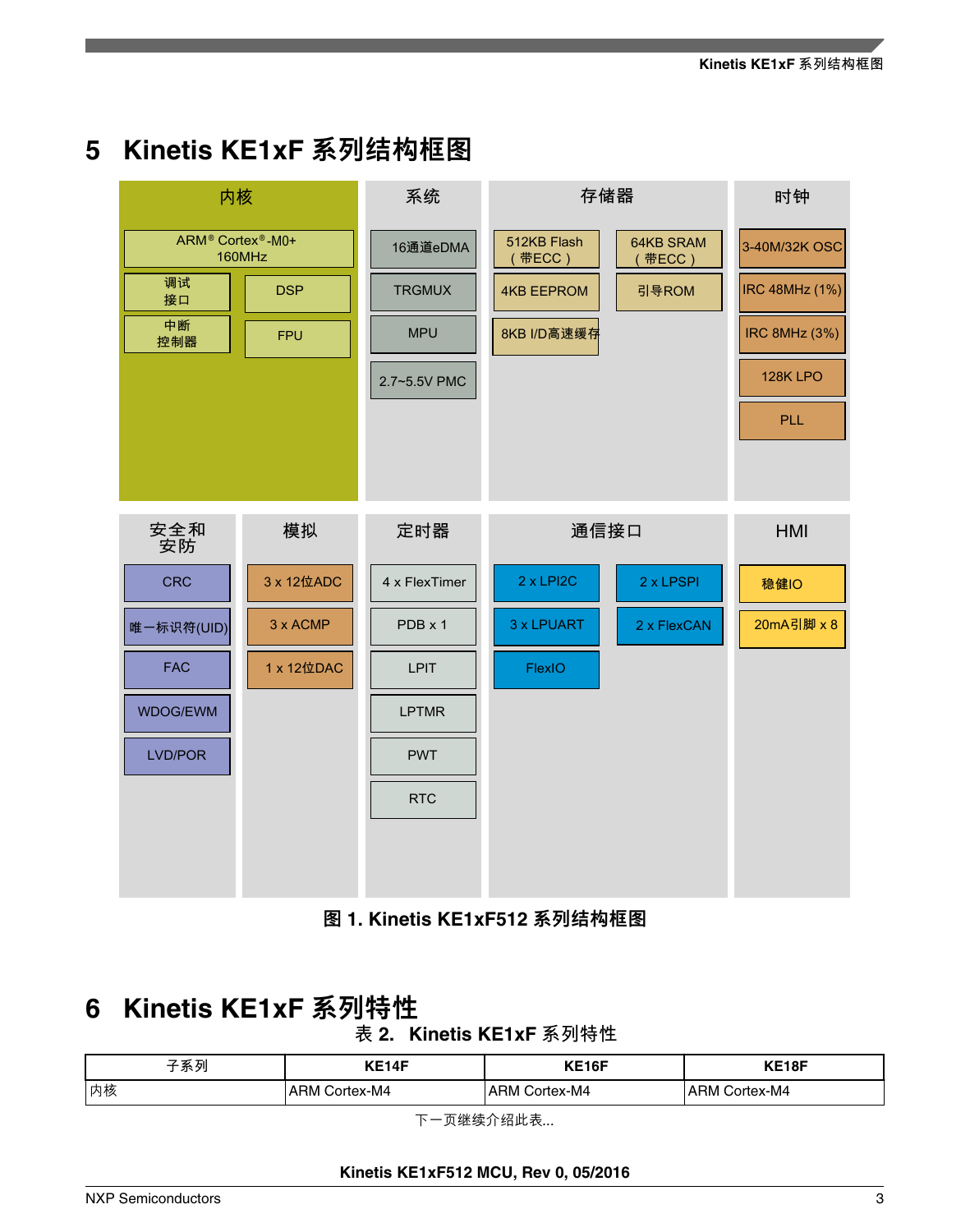# 5 Kinetis KE1xF 系列结构框图

| 内核 | 系统 | 存储器 | 时钟 |
|---|---|---|---|
| ARM® Cortex®-M0+ 160MHz | 16通道eDMA | 512KB Flash（带ECC） | 3-40M/32K OSC |
| 调试接口 | TRGMUX | 64KB SRAM（带ECC） | IRC 48MHz (1%) |
| DSP | MPU | 4KB EEPROM | IRC 8MHz (3%) |
| 中断控制器 | 2.7~5.5V PMC | 引导ROM | 128K LPO |
| FPU | | 8KB I/D高速缓存 | PLL |

| 安全和安防 | 模拟 | 定时器 | 通信接口 | HMI |
|---|---|---|---|---|
| CRC | 3 x 12位ADC | 4 x FlexTimer | 2 x LPI2C | 稳健IO |
| 唯一标识符(UID) | 3 x ACMP | PDB x 1 | 2 x LPSPI | 20mA引脚 x 8 |
| FAC | 1 x 12位DAC | LPIT | 3 x LPUART | |
| WDOG/EWM | | LPTMR | 2 x FlexCAN | |
| LVD/POR | | PWT | FlexIO | |
| | | RTC | | |

**图 1. Kinetis KE1xF512 系列结构框图**

# 6 Kinetis KE1xF 系列特性

**表 2. Kinetis KE1xF 系列特性**

| 子系列 | KE14F | KE16F | KE18F |
|---|---|---|---|
| 内核 | ARM Cortex-M4 | ARM Cortex-M4 | ARM Cortex-M4 |

下一页继续介绍此表...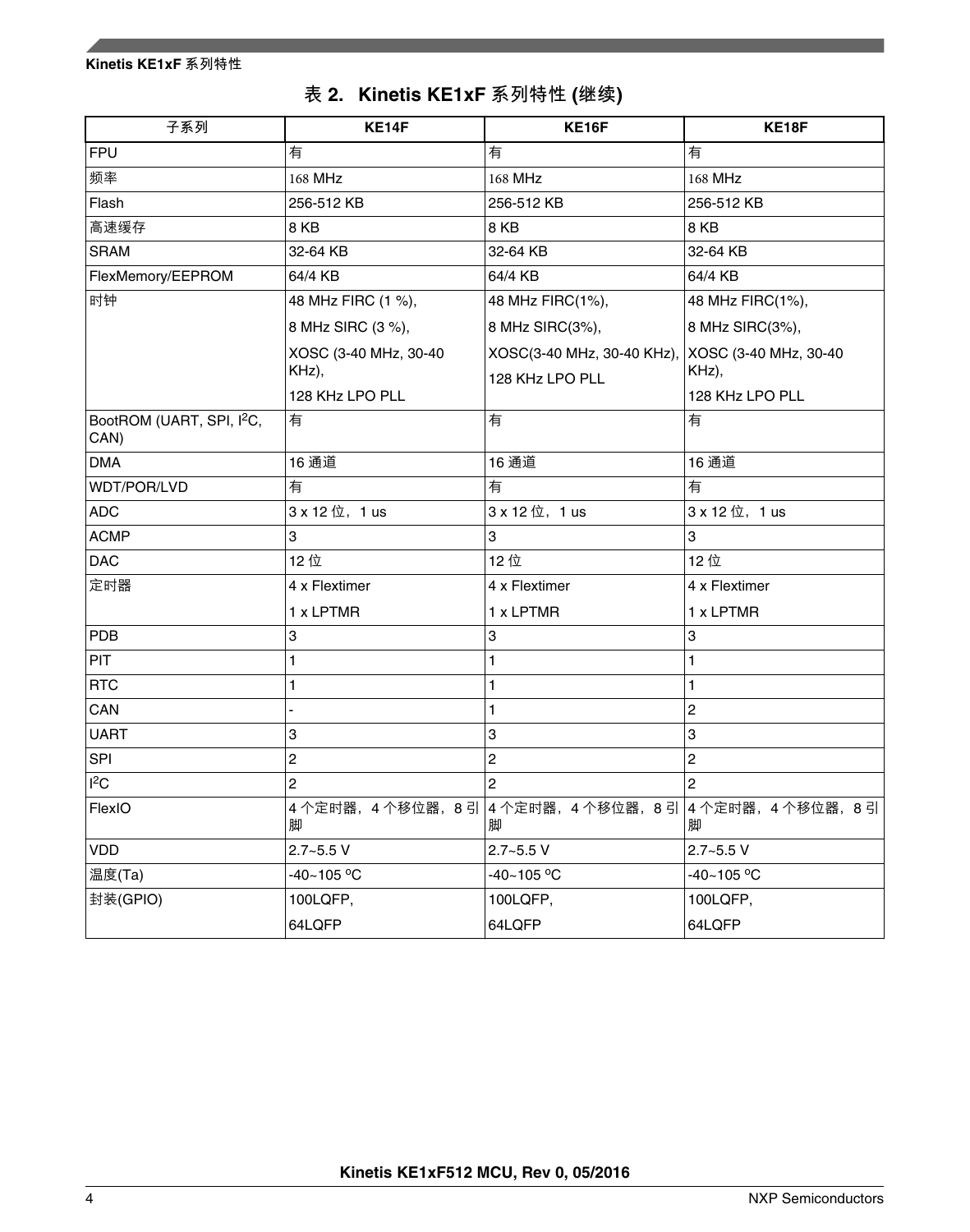**表 2. Kinetis KE1xF 系列特性 (继续)**

| 子系列 | KE14F | KE16F | KE18F |
|---|---|---|---|
| FPU | 有 | 有 | 有 |
| 频率 | 168 MHz | 168 MHz | 168 MHz |
| Flash | 256-512 KB | 256-512 KB | 256-512 KB |
| 高速缓存 | 8 KB | 8 KB | 8 KB |
| SRAM | 32-64 KB | 32-64 KB | 32-64 KB |
| FlexMemory/EEPROM | 64/4 KB | 64/4 KB | 64/4 KB |
| 时钟 | 48 MHz FIRC (1 %),<br>8 MHz SIRC (3 %),<br>XOSC (3-40 MHz, 30-40 KHz),<br>128 KHz LPO PLL | 48 MHz FIRC(1%),<br>8 MHz SIRC(3%),<br>XOSC(3-40 MHz, 30-40 KHz),<br>128 KHz LPO PLL | 48 MHz FIRC(1%),<br>8 MHz SIRC(3%),<br>XOSC (3-40 MHz, 30-40 KHz),<br>128 KHz LPO PLL |
| BootROM (UART, SPI, $I^2C$, CAN) | 有 | 有 | 有 |
| DMA | 16 通道 | 16 通道 | 16 通道 |
| WDT/POR/LVD | 有 | 有 | 有 |
| ADC | 3 x 12 位，1 us | 3 x 12 位，1 us | 3 x 12 位，1 us |
| ACMP | 3 | 3 | 3 |
| DAC | 12 位 | 12 位 | 12 位 |
| 定时器 | 4 x Flextimer<br>1 x LPTMR | 4 x Flextimer<br>1 x LPTMR | 4 x Flextimer<br>1 x LPTMR |
| PDB | 3 | 3 | 3 |
| PIT | 1 | 1 | 1 |
| RTC | 1 | 1 | 1 |
| CAN | - | 1 | 2 |
| UART | 3 | 3 | 3 |
| SPI | 2 | 2 | 2 |
| $I^2C$ | 2 | 2 | 2 |
| FlexIO | 4 个定时器，4 个移位器，8 引脚 | 4 个定时器，4 个移位器，8 引脚 | 4 个定时器，4 个移位器，8 引脚 |
| VDD | 2.7~5.5 V | 2.7~5.5 V | 2.7~5.5 V |
| 温度(Ta) | -40~105 °C | -40~105 °C | -40~105 °C |
| 封装(GPIO) | 100LQFP,<br>64LQFP | 100LQFP,<br>64LQFP | 100LQFP,<br>64LQFP |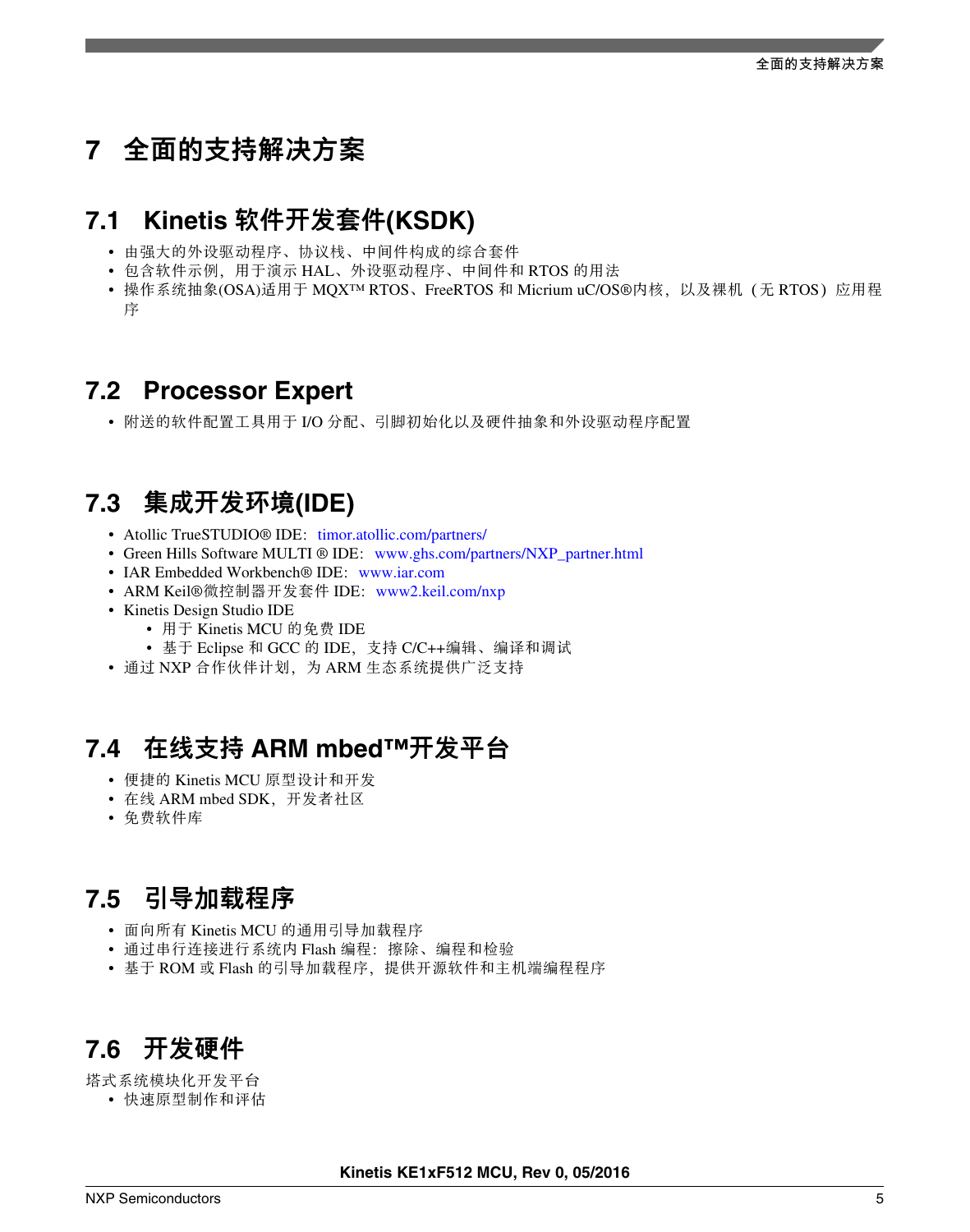# 7 全面的支持解决方案

## 7.1 Kinetis 软件开发套件(KSDK)

- 由强大的外设驱动程序、协议栈、中间件构成的综合套件
- 包含软件示例，用于演示 HAL、外设驱动程序、中间件和 RTOS 的用法
- 操作系统抽象(OSA)适用于 MQX™ RTOS、FreeRTOS 和 Micrium uC/OS®内核，以及裸机（无 RTOS）应用程序

## 7.2 Processor Expert

- 附送的软件配置工具用于 I/O 分配、引脚初始化以及硬件抽象和外设驱动程序配置

## 7.3 集成开发环境(IDE)

- Atollic TrueSTUDIO® IDE：timor.atollic.com/partners/
- Green Hills Software MULTI ® IDE：www.ghs.com/partners/NXP_partner.html
- IAR Embedded Workbench® IDE：www.iar.com
- ARM Keil®微控制器开发套件 IDE：www2.keil.com/nxp
- Kinetis Design Studio IDE
  - 用于 Kinetis MCU 的免费 IDE
  - 基于 Eclipse 和 GCC 的 IDE，支持 C/C++编辑、编译和调试
- 通过 NXP 合作伙伴计划，为 ARM 生态系统提供广泛支持

## 7.4 在线支持 ARM mbed™开发平台

- 便捷的 Kinetis MCU 原型设计和开发
- 在线 ARM mbed SDK，开发者社区
- 免费软件库

## 7.5 引导加载程序

- 面向所有 Kinetis MCU 的通用引导加载程序
- 通过串行连接进行系统内 Flash 编程：擦除、编程和检验
- 基于 ROM 或 Flash 的引导加载程序，提供开源软件和主机端编程程序

## 7.6 开发硬件

塔式系统模块化开发平台

- 快速原型制作和评估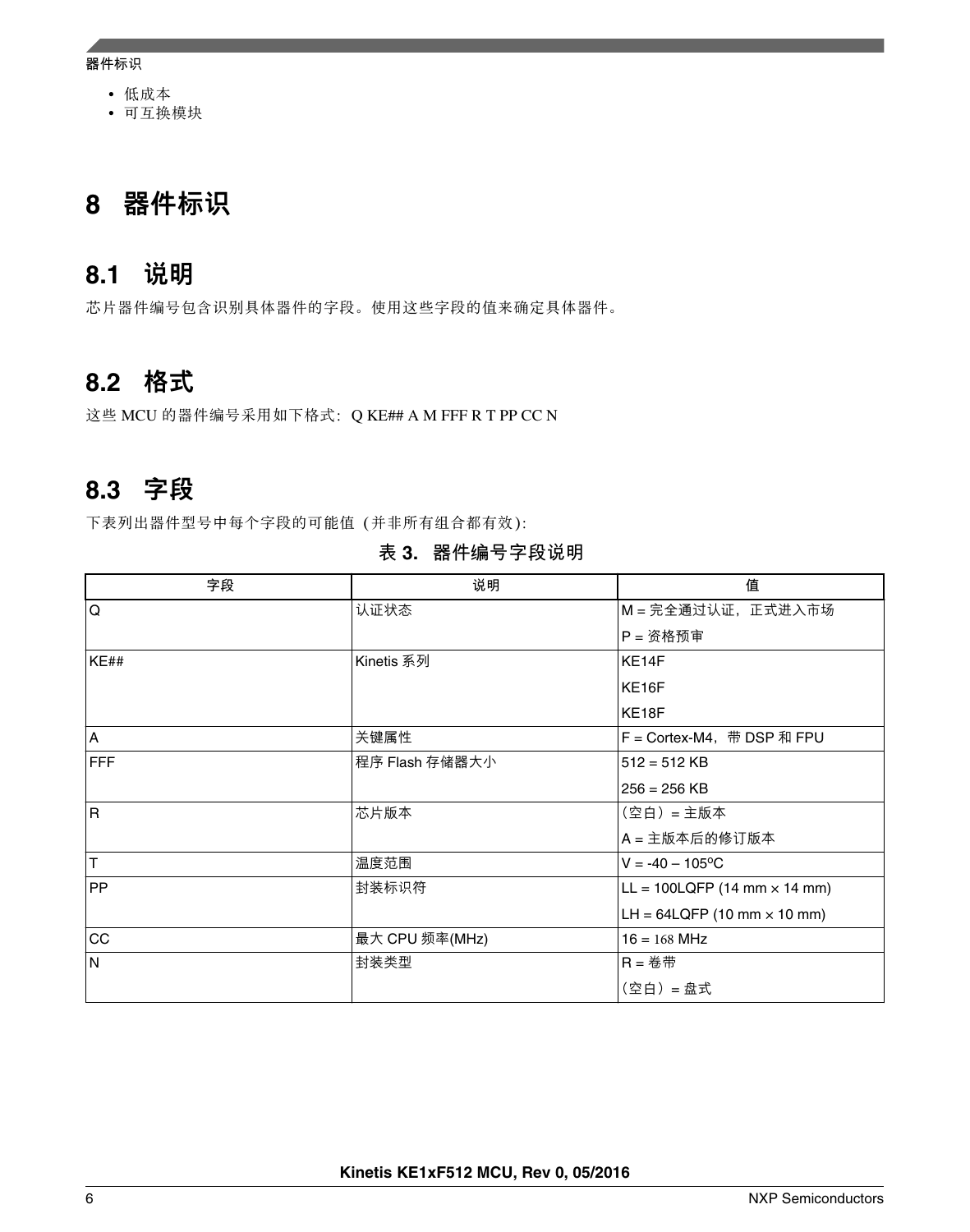- 低成本
- 可互换模块

# 8 器件标识

## 8.1 说明

芯片器件编号包含识别具体器件的字段。使用这些字段的值来确定具体器件。

## 8.2 格式

这些 MCU 的器件编号采用如下格式：Q KE## A M FFF R T PP CC N

## 8.3 字段

下表列出器件型号中每个字段的可能值 (并非所有组合都有效)：

**表 3. 器件编号字段说明**

| 字段 | 说明 | 值 |
|---|---|---|
| Q | 认证状态 | M = 完全通过认证，正式进入市场<br>P = 资格预审 |
| KE## | Kinetis 系列 | KE14F<br>KE16F<br>KE18F |
| A | 关键属性 | F = Cortex-M4，带 DSP 和 FPU |
| FFF | 程序 Flash 存储器大小 | 512 = 512 KB<br>256 = 256 KB |
| R | 芯片版本 | （空白）= 主版本<br>A = 主版本后的修订版本 |
| T | 温度范围 | V = -40 – 105ºC |
| PP | 封装标识符 | LL = 100LQFP (14 mm × 14 mm)<br>LH = 64LQFP (10 mm × 10 mm) |
| CC | 最大 CPU 频率(MHz) | 16 = 168 MHz |
| N | 封装类型 | R = 卷带<br>（空白）= 盘式 |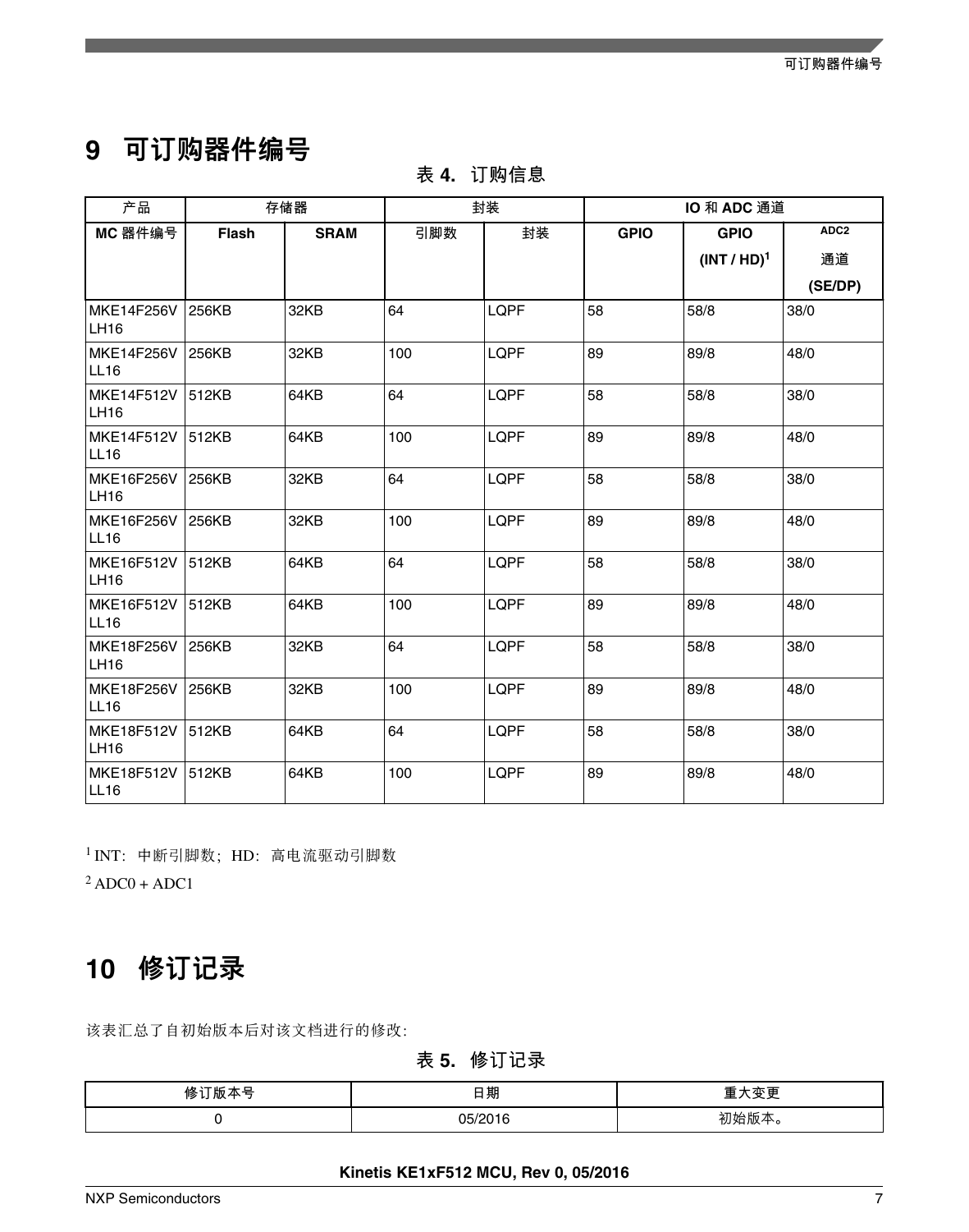# 9 可订购器件编号

表 4. 订购信息

| 产品 | 存储器 | | 封装 | | IO 和 ADC 通道 | | |
|---|---|---|---|---|---|---|---|
| MC 器件编号 | Flash | SRAM | 引脚数 | 封装 | GPIO | GPIO (INT / HD)[1] | ADC2 通道 (SE/DP) |
| MKE14F256VLH16 | 256KB | 32KB | 64 | LQPF | 58 | 58/8 | 38/0 |
| MKE14F256VLL16 | 256KB | 32KB | 100 | LQPF | 89 | 89/8 | 48/0 |
| MKE14F512VLH16 | 512KB | 64KB | 64 | LQPF | 58 | 58/8 | 38/0 |
| MKE14F512VLL16 | 512KB | 64KB | 100 | LQPF | 89 | 89/8 | 48/0 |
| MKE16F256VLH16 | 256KB | 32KB | 64 | LQPF | 58 | 58/8 | 38/0 |
| MKE16F256VLL16 | 256KB | 32KB | 100 | LQPF | 89 | 89/8 | 48/0 |
| MKE16F512VLH16 | 512KB | 64KB | 64 | LQPF | 58 | 58/8 | 38/0 |
| MKE16F512VLL16 | 512KB | 64KB | 100 | LQPF | 89 | 89/8 | 48/0 |
| MKE18F256VLH16 | 256KB | 32KB | 64 | LQPF | 58 | 58/8 | 38/0 |
| MKE18F256VLL16 | 256KB | 32KB | 100 | LQPF | 89 | 89/8 | 48/0 |
| MKE18F512VLH16 | 512KB | 64KB | 64 | LQPF | 58 | 58/8 | 38/0 |
| MKE18F512VLL16 | 512KB | 64KB | 100 | LQPF | 89 | 89/8 | 48/0 |

[1] INT：中断引脚数；HD：高电流驱动引脚数

[2] ADC0 + ADC1

# 10 修订记录

该表汇总了自初始版本后对该文档进行的修改：

表 5. 修订记录

| 修订版本号 | 日期 | 重大变更 |
|---|---|---|
| 0 | 05/2016 | 初始版本。 |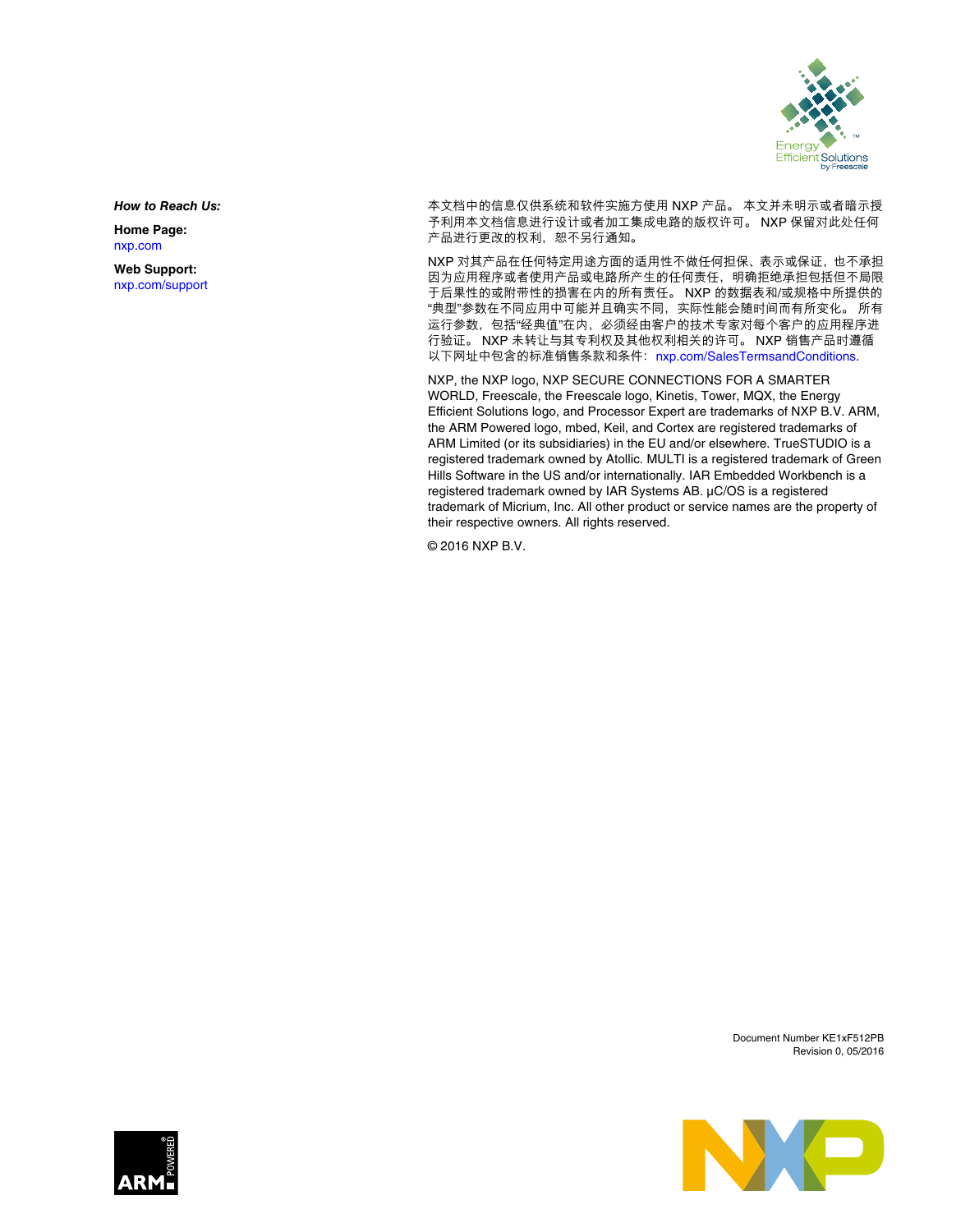***How to Reach Us:***

**Home Page:**
nxp.com

**Web Support:**
nxp.com/support

本文档中的信息仅供系统和软件实施方使用 NXP 产品。 本文并未明示或者暗示授予利用本文档信息进行设计或者加工集成电路的版权许可。 NXP 保留对此处任何产品进行更改的权利，恕不另行通知。

NXP 对其产品在任何特定用途方面的适用性不做任何担保、表示或保证，也不承担因为应用程序或者使用产品或电路所产生的任何责任，明确拒绝承担包括但不局限于后果性的或附带性的损害在内的所有责任。 NXP 的数据表和/或规格中所提供的“典型”参数在不同应用中可能并且确实不同，实际性能会随时间而有所变化。 所有运行参数，包括“经典值”在内，必须经由客户的技术专家对每个客户的应用程序进行验证。 NXP 未转让与其专利权及其他权利相关的许可。 NXP 销售产品时遵循以下网址中包含的标准销售条款和条件：nxp.com/SalesTermsandConditions.

NXP, the NXP logo, NXP SECURE CONNECTIONS FOR A SMARTER WORLD, Freescale, the Freescale logo, Kinetis, Tower, MQX, the Energy Efficient Solutions logo, and Processor Expert are trademarks of NXP B.V. ARM, the ARM Powered logo, mbed, Keil, and Cortex are registered trademarks of ARM Limited (or its subsidiaries) in the EU and/or elsewhere. TrueSTUDIO is a registered trademark owned by Atollic. MULTI is a registered trademark of Green Hills Software in the US and/or internationally. IAR Embedded Workbench is a registered trademark owned by IAR Systems AB. µC/OS is a registered trademark of Micrium, Inc. All other product or service names are the property of their respective owners. All rights reserved.

© 2016 NXP B.V.

Document Number KE1xF512PB
Revision 0, 05/2016